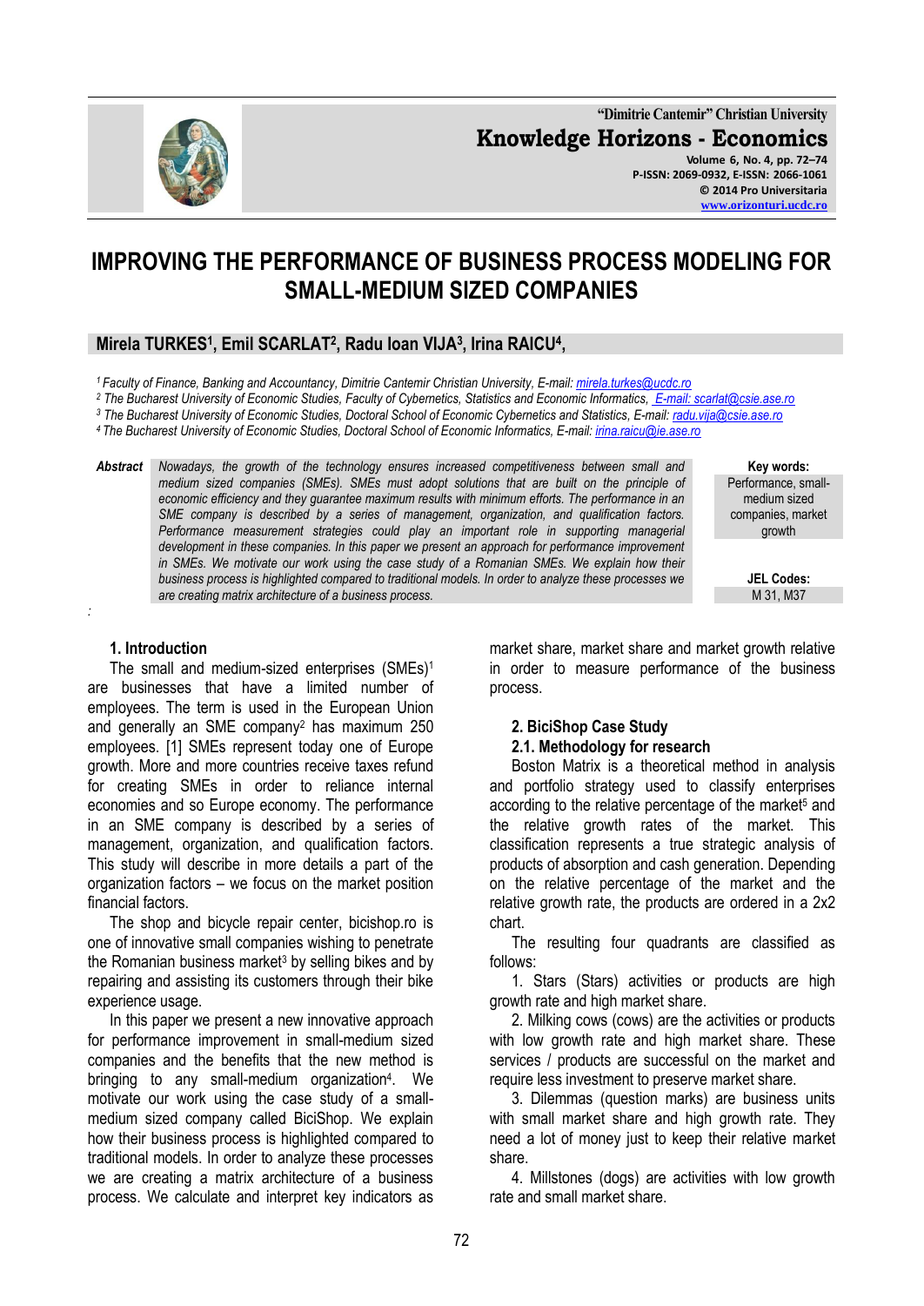# IMPROVING THE PERFORMANCE OF BUSINESS PROCESS MODELING FOR SMALL-MEDIUM SIZED COMPANIES

**Mirela TURKES[1], Emil SCARLAT[2], Radu Ioan VIJA[3], Irina RAICU[4],**

*[1] Faculty of Finance, Banking and Accountancy, Dimitrie Cantemir Christian University, E-mail: mirela.turkes@ucdc.ro*
*[2] The Bucharest University of Economic Studies, Faculty of Cybernetics, Statistics and Economic Informatics, E-mail: scarlat@csie.ase.ro*
*[3] The Bucharest University of Economic Studies, Doctoral School of Economic Cybernetics and Statistics, E-mail: radu.vija@csie.ase.ro*
*[4] The Bucharest University of Economic Studies, Doctoral School of Economic Informatics, E-mail: irina.raicu@ie.ase.ro*

**Abstract** *Nowadays, the growth of the technology ensures increased competitiveness between small and medium sized companies (SMEs). SMEs must adopt solutions that are built on the principle of economic efficiency and they guarantee maximum results with minimum efforts. The performance in an SME company is described by a series of management, organization, and qualification factors. Performance measurement strategies could play an important role in supporting managerial development in these companies. In this paper we present an approach for performance improvement in SMEs. We motivate our work using the case study of a Romanian SMEs. We explain how their business process is highlighted compared to traditional models. In order to analyze these processes we are creating matrix architecture of a business process.*

**Key words:** Performance, small-medium sized companies, market growth

**JEL Codes:** M 31, M37

## 1. Introduction

The small and medium-sized enterprises (SMEs)[1] are businesses that have a limited number of employees. The term is used in the European Union and generally an SME company[2] has maximum 250 employees. [1] SMEs represent today one of Europe growth. More and more countries receive taxes refund for creating SMEs in order to reliance internal economies and so Europe economy. The performance in an SME company is described by a series of management, organization, and qualification factors. This study will describe in more details a part of the organization factors – we focus on the market position financial factors.

The shop and bicycle repair center, bicishop.ro is one of innovative small companies wishing to penetrate the Romanian business market[3] by selling bikes and by repairing and assisting its customers through their bike experience usage.

In this paper we present a new innovative approach for performance improvement in small-medium sized companies and the benefits that the new method is bringing to any small-medium organization[4]. We motivate our work using the case study of a small-medium sized company called BiciShop. We explain how their business process is highlighted compared to traditional models. In order to analyze these processes we are creating a matrix architecture of a business process. We calculate and interpret key indicators as market share, market share and market growth relative in order to measure performance of the business process.

## 2. BiciShop Case Study

### 2.1. Methodology for research

Boston Matrix is a theoretical method in analysis and portfolio strategy used to classify enterprises according to the relative percentage of the market[5] and the relative growth rates of the market. This classification represents a true strategic analysis of products of absorption and cash generation. Depending on the relative percentage of the market and the relative growth rate, the products are ordered in a 2x2 chart.

The resulting four quadrants are classified as follows:

1. Stars (Stars) activities or products are high growth rate and high market share.
2. Milking cows (cows) are the activities or products with low growth rate and high market share. These services / products are successful on the market and require less investment to preserve market share.
3. Dilemmas (question marks) are business units with small market share and high growth rate. They need a lot of money just to keep their relative market share.
4. Millstones (dogs) are activities with low growth rate and small market share.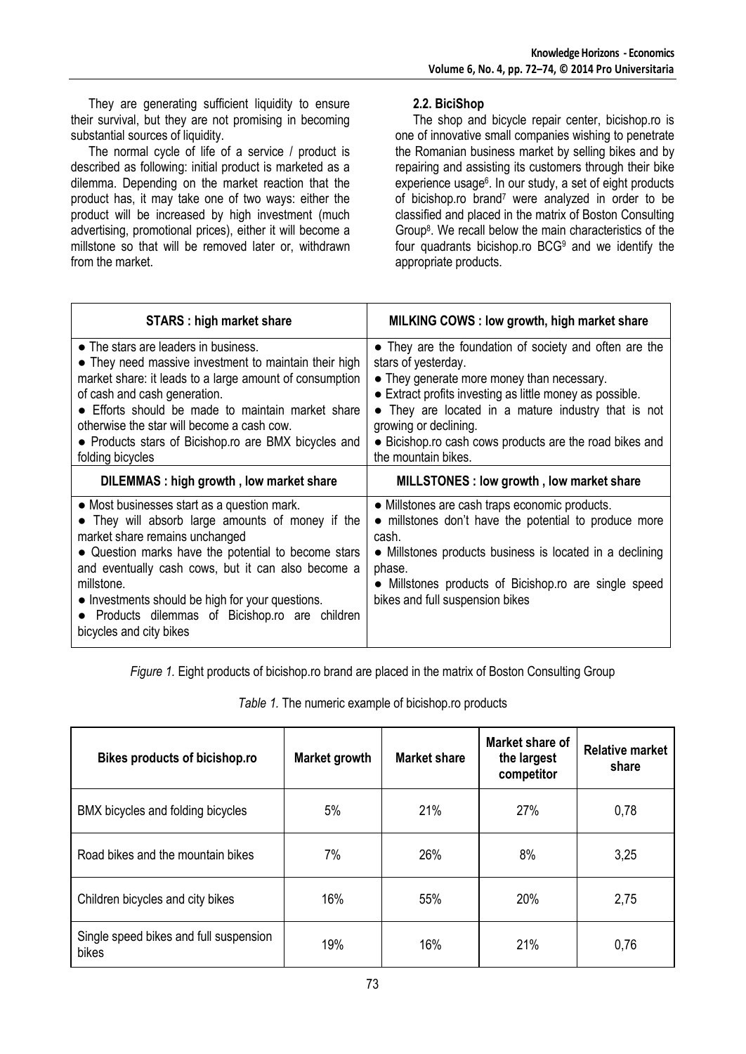They are generating sufficient liquidity to ensure their survival, but they are not promising in becoming substantial sources of liquidity.

The normal cycle of life of a service / product is described as following: initial product is marketed as a dilemma. Depending on the market reaction that the product has, it may take one of two ways: either the product will be increased by high investment (much advertising, promotional prices), either it will become a millstone so that will be removed later or, withdrawn from the market.

### 2.2. BiciShop

The shop and bicycle repair center, bicishop.ro is one of innovative small companies wishing to penetrate the Romanian business market by selling bikes and by repairing and assisting its customers through their bike experience usage[6]. In our study, a set of eight products of bicishop.ro brand[7] were analyzed in order to be classified and placed in the matrix of Boston Consulting Group[8]. We recall below the main characteristics of the four quadrants bicishop.ro BCG[9] and we identify the appropriate products.

| **STARS : high market share** | **MILKING COWS : low growth, high market share** |
|---|---|
| • The stars are leaders in business.<br>• They need massive investment to maintain their high market share: it leads to a large amount of consumption of cash and cash generation.<br>• Efforts should be made to maintain market share otherwise the star will become a cash cow.<br>• Products stars of Bicishop.ro are BMX bicycles and folding bicycles | • They are the foundation of society and often are the stars of yesterday.<br>• They generate more money than necessary.<br>• Extract profits investing as little money as possible.<br>• They are located in a mature industry that is not growing or declining.<br>• Bicishop.ro cash cows products are the road bikes and the mountain bikes. |
| **DILEMMAS : high growth , low market share** | **MILLSTONES : low growth , low market share** |
| • Most businesses start as a question mark.<br>• They will absorb large amounts of money if the market share remains unchanged<br>• Question marks have the potential to become stars and eventually cash cows, but it can also become a millstone.<br>• Investments should be high for your questions.<br>• Products dilemmas of Bicishop.ro are children bicycles and city bikes | • Millstones are cash traps economic products.<br>• millstones don't have the potential to produce more cash.<br>• Millstones products business is located in a declining phase.<br>• Millstones products of Bicishop.ro are single speed bikes and full suspension bikes |

*Figure 1.* Eight products of bicishop.ro brand are placed in the matrix of Boston Consulting Group

*Table 1.* The numeric example of bicishop.ro products

| Bikes products of bicishop.ro | Market growth | Market share | Market share of the largest competitor | Relative market share |
|---|---|---|---|---|
| BMX bicycles and folding bicycles | 5% | 21% | 27% | 0,78 |
| Road bikes and the mountain bikes | 7% | 26% | 8% | 3,25 |
| Children bicycles and city bikes | 16% | 55% | 20% | 2,75 |
| Single speed bikes and full suspension bikes | 19% | 16% | 21% | 0,76 |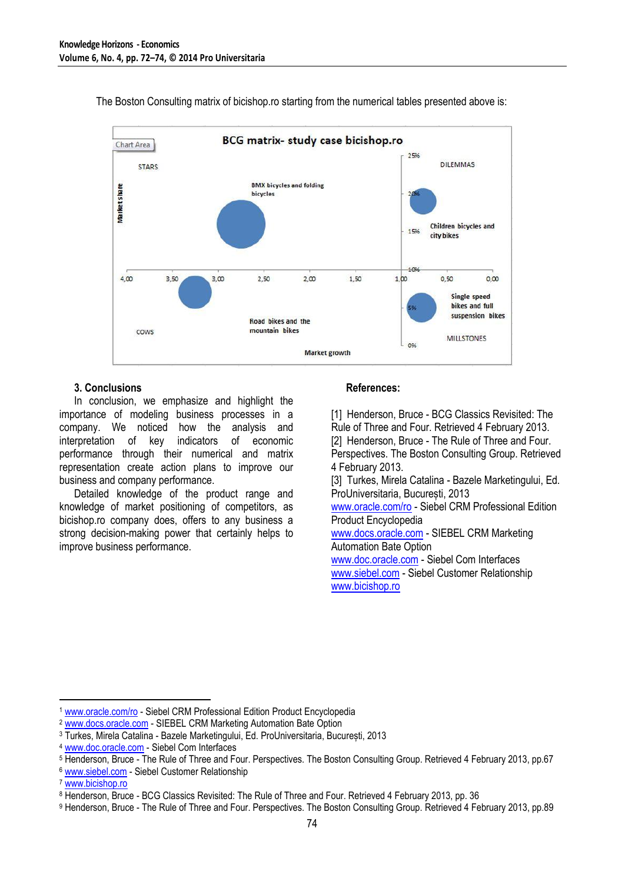The Boston Consulting matrix of bicishop.ro starting from the numerical tables presented above is:

BCG matrix- study case bicishop.ro

Chart Area

STARS

DILEMMAS

COWS

MILLSTONES

Market share

Market growth

BMX bicycles and folding bicycles

Children bicycles and city bikes

Road bikes and the mountain bikes

Single speed bikes and full suspension bikes

4,00 3,50 3,00 2,50 2,00 1,50 1,00 0,50 0,00

25% 20% 15% 10% 5% 0%

### 3. Conclusions

In conclusion, we emphasize and highlight the importance of modeling business processes in a company. We noticed how the analysis and interpretation of key indicators of economic performance through their numerical and matrix representation create action plans to improve our business and company performance.

Detailed knowledge of the product range and knowledge of market positioning of competitors, as bicishop.ro company does, offers to any business a strong decision-making power that certainly helps to improve business performance.

### References:

[1] Henderson, Bruce - BCG Classics Revisited: The Rule of Three and Four. Retrieved 4 February 2013.
[2] Henderson, Bruce - The Rule of Three and Four. Perspectives. The Boston Consulting Group. Retrieved 4 February 2013.
[3] Turkes, Mirela Catalina - Bazele Marketingului, Ed. ProUniversitaria, București, 2013
www.oracle.com/ro - Siebel CRM Professional Edition Product Encyclopedia
www.docs.oracle.com - SIEBEL CRM Marketing Automation Bate Option
www.doc.oracle.com - Siebel Com Interfaces
www.siebel.com - Siebel Customer Relationship
www.bicishop.ro

---

[1] www.oracle.com/ro - Siebel CRM Professional Edition Product Encyclopedia
[2] www.docs.oracle.com - SIEBEL CRM Marketing Automation Bate Option
[3] Turkes, Mirela Catalina - Bazele Marketingului, Ed. ProUniversitaria, București, 2013
[4] www.doc.oracle.com - Siebel Com Interfaces
[5] Henderson, Bruce - The Rule of Three and Four. Perspectives. The Boston Consulting Group. Retrieved 4 February 2013, pp.67
[6] www.siebel.com - Siebel Customer Relationship
[7] www.bicishop.ro
[8] Henderson, Bruce - BCG Classics Revisited: The Rule of Three and Four. Retrieved 4 February 2013, pp. 36
[9] Henderson, Bruce - The Rule of Three and Four. Perspectives. The Boston Consulting Group. Retrieved 4 February 2013, pp.89